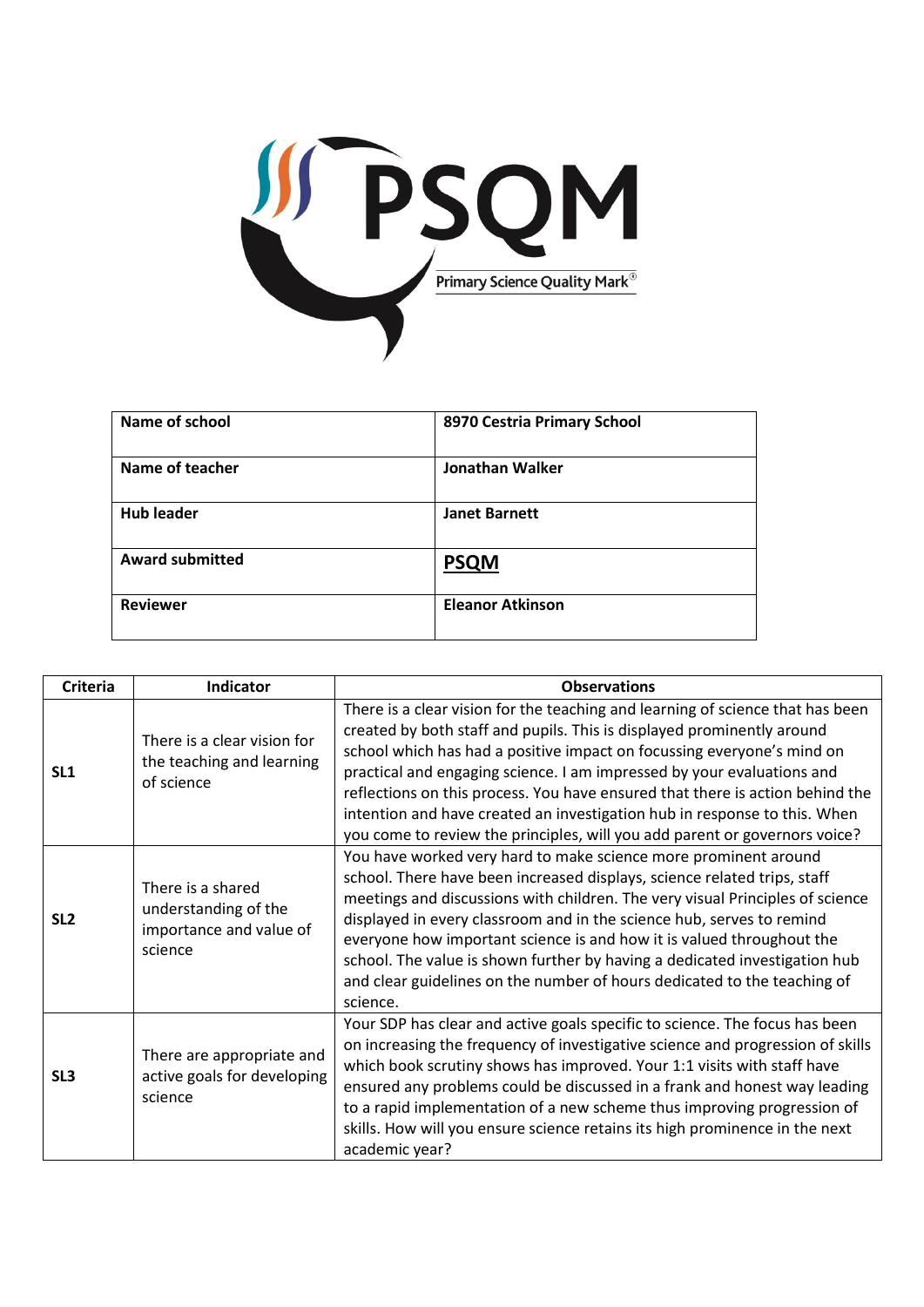PSQM

Primary Science Quality Mark®

| Name of school | 8970 Cestria Primary School |
|---|---|
| Name of teacher | Jonathan Walker |
| Hub leader | Janet Barnett |
| Award submitted | PSQM |
| Reviewer | Eleanor Atkinson |

| Criteria | Indicator | Observations |
|---|---|---|
| SL1 | There is a clear vision for the teaching and learning of science | There is a clear vision for the teaching and learning of science that has been created by both staff and pupils. This is displayed prominently around school which has had a positive impact on focussing everyone's mind on practical and engaging science. I am impressed by your evaluations and reflections on this process. You have ensured that there is action behind the intention and have created an investigation hub in response to this. When you come to review the principles, will you add parent or governors voice? |
| SL2 | There is a shared understanding of the importance and value of science | You have worked very hard to make science more prominent around school. There have been increased displays, science related trips, staff meetings and discussions with children. The very visual Principles of science displayed in every classroom and in the science hub, serves to remind everyone how important science is and how it is valued throughout the school. The value is shown further by having a dedicated investigation hub and clear guidelines on the number of hours dedicated to the teaching of science. |
| SL3 | There are appropriate and active goals for developing science | Your SDP has clear and active goals specific to science. The focus has been on increasing the frequency of investigative science and progression of skills which book scrutiny shows has improved. Your 1:1 visits with staff have ensured any problems could be discussed in a frank and honest way leading to a rapid implementation of a new scheme thus improving progression of skills. How will you ensure science retains its high prominence in the next academic year? |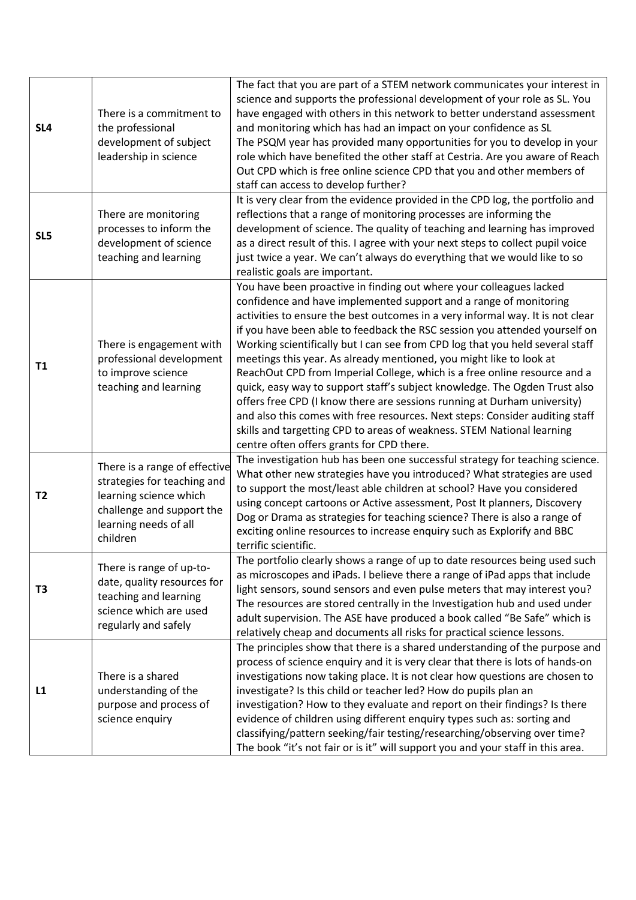| | | |
|---|---|---|
| **SL4** | There is a commitment to the professional development of subject leadership in science | The fact that you are part of a STEM network communicates your interest in science and supports the professional development of your role as SL. You have engaged with others in this network to better understand assessment and monitoring which has had an impact on your confidence as SL<br>The PSQM year has provided many opportunities for you to develop in your role which have benefited the other staff at Cestria. Are you aware of Reach Out CPD which is free online science CPD that you and other members of staff can access to develop further? |
| **SL5** | There are monitoring processes to inform the development of science teaching and learning | It is very clear from the evidence provided in the CPD log, the portfolio and reflections that a range of monitoring processes are informing the development of science. The quality of teaching and learning has improved as a direct result of this. I agree with your next steps to collect pupil voice just twice a year. We can't always do everything that we would like to so realistic goals are important. |
| **T1** | There is engagement with professional development to improve science teaching and learning | You have been proactive in finding out where your colleagues lacked confidence and have implemented support and a range of monitoring activities to ensure the best outcomes in a very informal way. It is not clear if you have been able to feedback the RSC session you attended yourself on Working scientifically but I can see from CPD log that you held several staff meetings this year. As already mentioned, you might like to look at ReachOut CPD from Imperial College, which is a free online resource and a quick, easy way to support staff's subject knowledge. The Ogden Trust also offers free CPD (I know there are sessions running at Durham university) and also this comes with free resources. Next steps: Consider auditing staff skills and targetting CPD to areas of weakness. STEM National learning centre often offers grants for CPD there. |
| **T2** | There is a range of effective strategies for teaching and learning science which challenge and support the learning needs of all children | The investigation hub has been one successful strategy for teaching science. What other new strategies have you introduced? What strategies are used to support the most/least able children at school? Have you considered using concept cartoons or Active assessment, Post It planners, Discovery Dog or Drama as strategies for teaching science? There is also a range of exciting online resources to increase enquiry such as Explorify and BBC terrific scientific. |
| **T3** | There is range of up-to-date, quality resources for teaching and learning science which are used regularly and safely | The portfolio clearly shows a range of up to date resources being used such as microscopes and iPads. I believe there a range of iPad apps that include light sensors, sound sensors and even pulse meters that may interest you? The resources are stored centrally in the Investigation hub and used under adult supervision. The ASE have produced a book called "Be Safe" which is relatively cheap and documents all risks for practical science lessons. |
| **L1** | There is a shared understanding of the purpose and process of science enquiry | The principles show that there is a shared understanding of the purpose and process of science enquiry and it is very clear that there is lots of hands-on investigations now taking place. It is not clear how questions are chosen to investigate? Is this child or teacher led? How do pupils plan an investigation? How to they evaluate and report on their findings? Is there evidence of children using different enquiry types such as: sorting and classifying/pattern seeking/fair testing/researching/observing over time? The book "it's not fair or is it" will support you and your staff in this area. |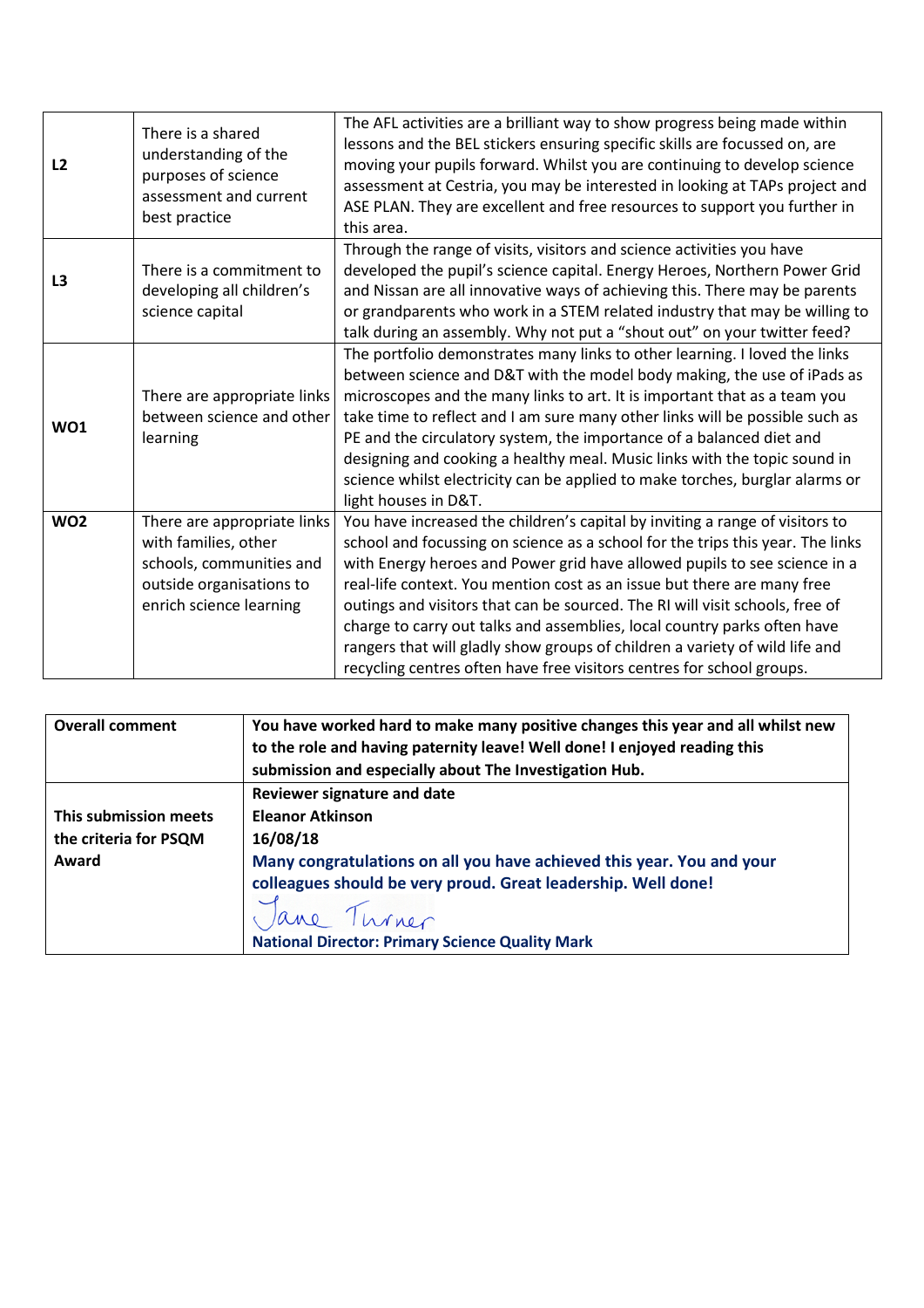| | | |
|---|---|---|
| **L2** | There is a shared understanding of the purposes of science assessment and current best practice | The AFL activities are a brilliant way to show progress being made within lessons and the BEL stickers ensuring specific skills are focussed on, are moving your pupils forward. Whilst you are continuing to develop science assessment at Cestria, you may be interested in looking at TAPs project and ASE PLAN. They are excellent and free resources to support you further in this area. |
| **L3** | There is a commitment to developing all children's science capital | Through the range of visits, visitors and science activities you have developed the pupil's science capital. Energy Heroes, Northern Power Grid and Nissan are all innovative ways of achieving this. There may be parents or grandparents who work in a STEM related industry that may be willing to talk during an assembly. Why not put a "shout out" on your twitter feed? |
| **WO1** | There are appropriate links between science and other learning | The portfolio demonstrates many links to other learning. I loved the links between science and D&T with the model body making, the use of iPads as microscopes and the many links to art. It is important that as a team you take time to reflect and I am sure many other links will be possible such as PE and the circulatory system, the importance of a balanced diet and designing and cooking a healthy meal. Music links with the topic sound in science whilst electricity can be applied to make torches, burglar alarms or light houses in D&T. |
| **WO2** | There are appropriate links with families, other schools, communities and outside organisations to enrich science learning | You have increased the children's capital by inviting a range of visitors to school and focussing on science as a school for the trips this year. The links with Energy heroes and Power grid have allowed pupils to see science in a real-life context. You mention cost as an issue but there are many free outings and visitors that can be sourced. The RI will visit schools, free of charge to carry out talks and assemblies, local country parks often have rangers that will gladly show groups of children a variety of wild life and recycling centres often have free visitors centres for school groups. |

| | |
|---|---|
| **Overall comment** | **You have worked hard to make many positive changes this year and all whilst new to the role and having paternity leave! Well done! I enjoyed reading this submission and especially about The Investigation Hub.** |
| **This submission meets the criteria for PSQM Award** | **Reviewer signature and date**<br>**Eleanor Atkinson**<br>**16/08/18**<br>**Many congratulations on all you have achieved this year. You and your colleagues should be very proud. Great leadership. Well done!**<br>Jane Turner<br>**National Director: Primary Science Quality Mark** |